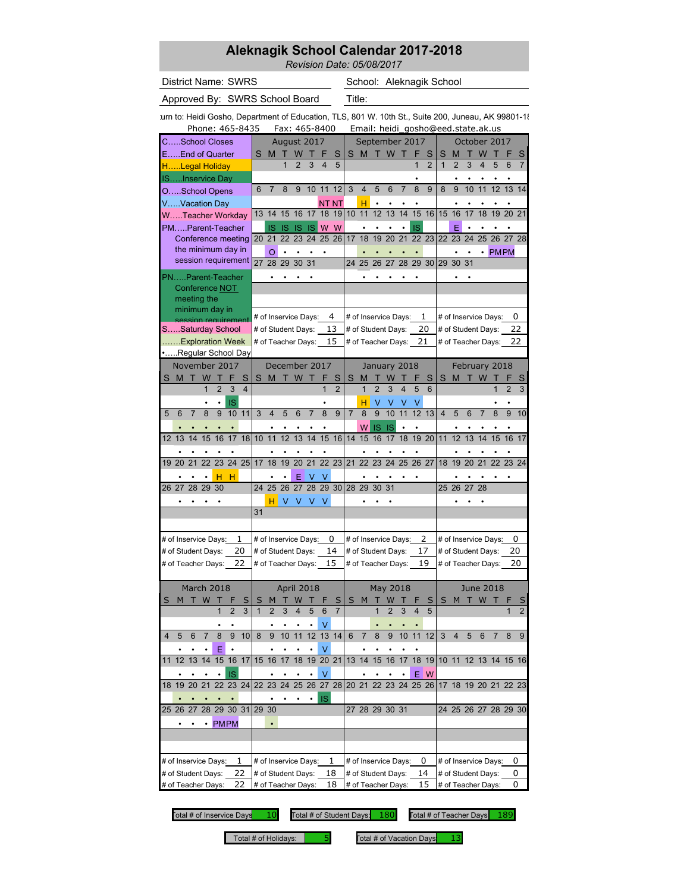# Aleknagik School Calendar 2017-2018

*Revision Date: 05/08/2017*

District Name: SWRS

School: Aleknagik School

Approved By: SWRS School Board

Title:

urn to: Heidi Gosho, Department of Education, TLS, 801 W. 10th St., Suite 200, Juneau, AK 99801-18
Phone: 465-8435 Fax: 465-8400 Email: heidi_gosho@eed.state.ak.us

**Legend**

- C.....School Closes
- E.....End of Quarter
- H.....Legal Holiday
- IS.....Inservice Day
- O.....School Opens
- V.....Vacation Day
- W.....Teacher Workday
- PM.....Parent-Teacher Conference meeting the minimum day in session requirement
- PN.....Parent-Teacher Conference NOT meeting the minimum day in session requirement
- S.....Saturday School
- .......Exploration Week
- •.....Regular School Day

## August 2017

| S | M | T | W | T | F | S |
|---|---|---|---|---|---|---|
| | | 1 | 2 | 3 | 4 | 5 |
| | | | | | | |
| 6 | 7 | 8 | 9 | 10 | 11 | 12 |
| | | | | | NT | NT |
| 13 | 14 | 15 | 16 | 17 | 18 | 19 |
| | IS | IS | IS | IS | W | W |
| 20 | 21 | 22 | 23 | 24 | 25 | 26 |
| | O | • | • | • | • | |
| 27 | 28 | 29 | 30 | 31 | | |
| | • | • | • | • | | |

\# of Inservice Days: 4
\# of Student Days: 13
\# of Teacher Days: 15

## September 2017

| S | M | T | W | T | F | S |
|---|---|---|---|---|---|---|
| | | | | | 1 | 2 |
| | | | | | • | |
| 3 | 4 | 5 | 6 | 7 | 8 | 9 |
| | H | • | • | • | • | |
| 10 | 11 | 12 | 13 | 14 | 15 | 16 |
| | • | • | • | • | IS | |
| 17 | 18 | 19 | 20 | 21 | 22 | 23 |
| | • | • | • | • | • | |
| 24 | 25 | 26 | 27 | 28 | 29 | 30 |
| | • | • | • | • | • | |

\# of Inservice Days: 1
\# of Student Days: 20
\# of Teacher Days: 21

## October 2017

| S | M | T | W | T | F | S |
|---|---|---|---|---|---|---|
| 1 | 2 | 3 | 4 | 5 | 6 | 7 |
| | • | • | • | • | • | |
| 8 | 9 | 10 | 11 | 12 | 13 | 14 |
| | • | • | • | • | • | |
| 15 | 16 | 17 | 18 | 19 | 20 | 21 |
| | E | • | • | • | • | |
| 22 | 23 | 24 | 25 | 26 | 27 | 28 |
| | • | • | • | • | PM | PM |
| 29 | 30 | 31 | | | | |
| | • | • | | | | |

\# of Inservice Days: 0
\# of Student Days: 22
\# of Teacher Days: 22

## November 2017

| S | M | T | W | T | F | S |
|---|---|---|---|---|---|---|
| | | | 1 | 2 | 3 | 4 |
| | | | • | • | IS | |
| 5 | 6 | 7 | 8 | 9 | 10 | 11 |
| | • | • | • | • | • | |
| 12 | 13 | 14 | 15 | 16 | 17 | 18 |
| | • | • | • | • | • | |
| 19 | 20 | 21 | 22 | 23 | 24 | 25 |
| | • | • | • | H | H | |
| 26 | 27 | 28 | 29 | 30 | | |
| | • | • | • | • | | |

\# of Inservice Days: 1
\# of Student Days: 20
\# of Teacher Days: 22

## December 2017

| S | M | T | W | T | F | S |
|---|---|---|---|---|---|---|
| | | | | | 1 | 2 |
| | | | | | • | |
| 3 | 4 | 5 | 6 | 7 | 8 | 9 |
| | • | • | • | • | • | |
| 10 | 11 | 12 | 13 | 14 | 15 | 16 |
| | • | • | • | • | • | |
| 17 | 18 | 19 | 20 | 21 | 22 | 23 |
| | • | • | E | V | V | |
| 24 | 25 | 26 | 27 | 28 | 29 | 30 |
| | H | V | V | V | V | |
| 31 | | | | | | |

\# of Inservice Days: 0
\# of Student Days: 14
\# of Teacher Days: 15

## January 2018

| S | M | T | W | T | F | S |
|---|---|---|---|---|---|---|
| | 1 | 2 | 3 | 4 | 5 | 6 |
| | H | V | V | V | V | |
| 7 | 8 | 9 | 10 | 11 | 12 | 13 |
| | W | IS | IS | • | • | |
| 14 | 15 | 16 | 17 | 18 | 19 | 20 |
| | • | • | • | • | • | |
| 21 | 22 | 23 | 24 | 25 | 26 | 27 |
| | • | • | • | • | • | |
| 28 | 29 | 30 | 31 | | | |
| | • | • | • | | | |

\# of Inservice Days: 2
\# of Student Days: 17
\# of Teacher Days: 19

## February 2018

| S | M | T | W | T | F | S |
|---|---|---|---|---|---|---|
| | | | | 1 | 2 | 3 |
| | | | | • | • | |
| 4 | 5 | 6 | 7 | 8 | 9 | 10 |
| | • | • | • | • | • | |
| 11 | 12 | 13 | 14 | 15 | 16 | 17 |
| | • | • | • | • | • | |
| 18 | 19 | 20 | 21 | 22 | 23 | 24 |
| | • | • | • | • | • | |
| 25 | 26 | 27 | 28 | | | |
| | • | • | • | | | |

\# of Inservice Days: 0
\# of Student Days: 20
\# of Teacher Days: 20

## March 2018

| S | M | T | W | T | F | S |
|---|---|---|---|---|---|---|
| | | | | 1 | 2 | 3 |
| | | | | • | • | |
| 4 | 5 | 6 | 7 | 8 | 9 | 10 |
| | • | • | • | E | • | |
| 11 | 12 | 13 | 14 | 15 | 16 | 17 |
| | • | • | • | • | IS | |
| 18 | 19 | 20 | 21 | 22 | 23 | 24 |
| | • | • | • | • | • | |
| 25 | 26 | 27 | 28 | 29 | 30 | 31 |
| | • | • | • | PM | PM | |

\# of Inservice Days: 1
\# of Student Days: 22
\# of Teacher Days: 22

## April 2018

| S | M | T | W | T | F | S |
|---|---|---|---|---|---|---|
| 1 | 2 | 3 | 4 | 5 | 6 | 7 |
| | • | • | • | • | V | |
| 8 | 9 | 10 | 11 | 12 | 13 | 14 |
| | • | • | • | • | V | |
| 15 | 16 | 17 | 18 | 19 | 20 | 21 |
| | • | • | • | • | V | |
| 22 | 23 | 24 | 25 | 26 | 27 | 28 |
| | • | • | • | • | IS | |
| 29 | 30 | | | | | |
| | • | | | | | |

\# of Inservice Days: 1
\# of Student Days: 18
\# of Teacher Days: 18

## May 2018

| S | M | T | W | T | F | S |
|---|---|---|---|---|---|---|
| | | 1 | 2 | 3 | 4 | 5 |
| | | • | • | • | • | |
| 6 | 7 | 8 | 9 | 10 | 11 | 12 |
| | • | • | • | • | • | |
| 13 | 14 | 15 | 16 | 17 | 18 | 19 |
| | • | • | • | • | E | W |
| 20 | 21 | 22 | 23 | 24 | 25 | 26 |
| 27 | 28 | 29 | 30 | 31 | | |

\# of Inservice Days: 0
\# of Student Days: 14
\# of Teacher Days: 15

## June 2018

| S | M | T | W | T | F | S |
|---|---|---|---|---|---|---|
| | | | | | 1 | 2 |
| 3 | 4 | 5 | 6 | 7 | 8 | 9 |
| 10 | 11 | 12 | 13 | 14 | 15 | 16 |
| 17 | 18 | 19 | 20 | 21 | 22 | 23 |
| 24 | 25 | 26 | 27 | 28 | 29 | 30 |

\# of Inservice Days: 0
\# of Student Days: 0
\# of Teacher Days: 0

## Totals

| | |
|---|---|
| Total # of Inservice Days | 10 |
| Total # of Student Days | 180 |
| Total # of Teacher Days | 189 |
| Total # of Holidays: | 5 |
| Total # of Vacation Days | 13 |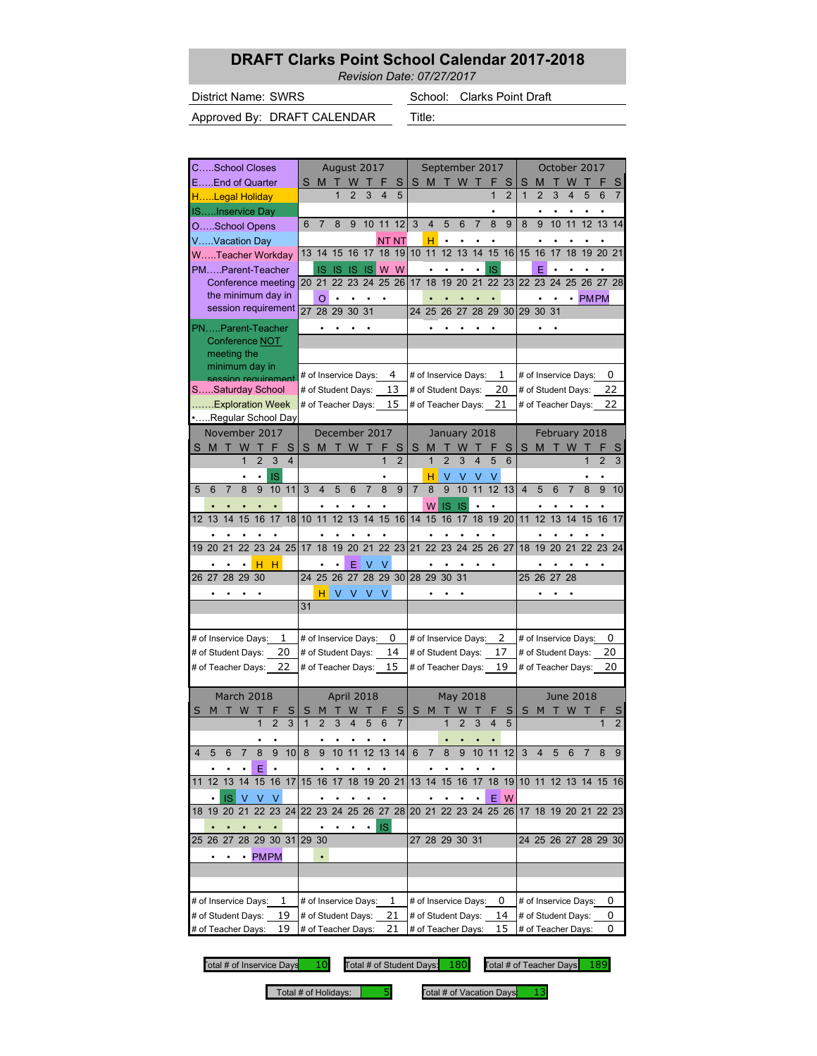# DRAFT Clarks Point School Calendar 2017-2018

*Revision Date: 07/27/2017*

District Name: SWRS | School: Clarks Point Draft

Approved By: DRAFT CALENDAR | Title:

**Legend**

- C.....School Closes
- E.....End of Quarter
- H.....Legal Holiday
- IS.....Inservice Day
- O.....School Opens
- V.....Vacation Day
- W.....Teacher Workday
- PM.....Parent-Teacher Conference meeting the minimum day in session requirement
- PN.....Parent-Teacher Conference NOT meeting the minimum day in session requirement
- S.....Saturday School
- .......Exploration Week
- •.....Regular School Day

## August 2017

| S | M | T | W | T | F | S |
|---|---|---|---|---|---|---|
| | | 1 | 2 | 3 | 4 | 5 |
| 6 | 7 | 8 | 9 | 10 | 11 NT | 12 NT |
| 13 | 14 IS | 15 IS | 16 IS | 17 IS | 18 W | 19 W |
| 20 | 21 O | 22 • | 23 • | 24 • | 25 • | 26 |
| 27 | 28 • | 29 • | 30 • | 31 • | | |

# of Inservice Days: 4
# of Student Days: 13
# of Teacher Days: 15

## September 2017

| S | M | T | W | T | F | S |
|---|---|---|---|---|---|---|
| | | | | | 1 • | 2 |
| 3 | 4 H | 5 • | 6 • | 7 • | 8 • | 9 |
| 10 | 11 • | 12 • | 13 • | 14 • | 15 IS | 16 |
| 17 | 18 • | 19 • | 20 • | 21 • | 22 • | 23 |
| 24 | 25 • | 26 • | 27 • | 28 • | 29 • | 30 |

# of Inservice Days: 1
# of Student Days: 20
# of Teacher Days: 21

## October 2017

| S | M | T | W | T | F | S |
|---|---|---|---|---|---|---|
| 1 | 2 • | 3 • | 4 • | 5 • | 6 • | 7 |
| 8 | 9 • | 10 • | 11 • | 12 • | 13 • | 14 |
| 15 | 16 E | 17 • | 18 • | 19 • | 20 • | 21 |
| 22 | 23 • | 24 • | 25 • | 26 PM | 27 PM | 28 |
| 29 | 30 • | 31 • | | | | |

# of Inservice Days: 0
# of Student Days: 22
# of Teacher Days: 22

## November 2017

| S | M | T | W | T | F | S |
|---|---|---|---|---|---|---|
| | | | 1 • | 2 • | 3 IS | 4 |
| 5 | 6 • | 7 • | 8 • | 9 • | 10 • | 11 |
| 12 | 13 • | 14 • | 15 • | 16 • | 17 • | 18 |
| 19 | 20 • | 21 • | 22 • | 23 H | 24 H | 25 |
| 26 | 27 • | 28 • | 29 • | 30 • | | |

# of Inservice Days: 1
# of Student Days: 20
# of Teacher Days: 22

## December 2017

| S | M | T | W | T | F | S |
|---|---|---|---|---|---|---|
| | | | | | 1 • | 2 |
| 3 | 4 • | 5 • | 6 • | 7 • | 8 • | 9 |
| 10 | 11 • | 12 • | 13 • | 14 • | 15 • | 16 |
| 17 | 18 • | 19 • | 20 E | 21 V | 22 V | 23 |
| 24 | 25 H | 26 V | 27 V | 28 V | 29 V | 30 |
| 31 | | | | | | |

# of Inservice Days: 0
# of Student Days: 14
# of Teacher Days: 15

## January 2018

| S | M | T | W | T | F | S |
|---|---|---|---|---|---|---|
| | 1 H | 2 V | 3 V | 4 V | 5 V | 6 |
| 7 | 8 W | 9 IS | 10 IS | 11 • | 12 • | 13 |
| 14 | 15 • | 16 • | 17 • | 18 • | 19 • | 20 |
| 21 | 22 • | 23 • | 24 • | 25 • | 26 • | 27 |
| 28 | 29 • | 30 • | 31 • | | | |

# of Inservice Days: 2
# of Student Days: 17
# of Teacher Days: 19

## February 2018

| S | M | T | W | T | F | S |
|---|---|---|---|---|---|---|
| | | | | 1 • | 2 • | 3 |
| 4 | 5 • | 6 • | 7 • | 8 • | 9 • | 10 |
| 11 | 12 • | 13 • | 14 • | 15 • | 16 • | 17 |
| 18 | 19 • | 20 • | 21 • | 22 • | 23 • | 24 |
| 25 | 26 • | 27 • | 28 • | | | |

# of Inservice Days: 0
# of Student Days: 20
# of Teacher Days: 20

## March 2018

| S | M | T | W | T | F | S |
|---|---|---|---|---|---|---|
| | | | | 1 • | 2 • | 3 |
| 4 | 5 • | 6 • | 7 • | 8 E | 9 • | 10 |
| 11 | 12 • | 13 IS | 14 V | 15 V | 16 V | 17 |
| 18 | 19 • | 20 • | 21 • | 22 • | 23 • | 24 |
| 25 | 26 • | 27 • | 28 • | 29 PM | 30 PM | 31 |

# of Inservice Days: 1
# of Student Days: 19
# of Teacher Days: 19

## April 2018

| S | M | T | W | T | F | S |
|---|---|---|---|---|---|---|
| 1 | 2 • | 3 • | 4 • | 5 • | 6 • | 7 |
| 8 | 9 • | 10 • | 11 • | 12 • | 13 • | 14 |
| 15 | 16 • | 17 • | 18 • | 19 • | 20 • | 21 |
| 22 | 23 • | 24 • | 25 • | 26 • | 27 IS | 28 |
| 29 | 30 • | | | | | |

# of Inservice Days: 1
# of Student Days: 21
# of Teacher Days: 21

## May 2018

| S | M | T | W | T | F | S |
|---|---|---|---|---|---|---|
| | | 1 • | 2 • | 3 • | 4 • | 5 |
| 6 | 7 • | 8 • | 9 • | 10 • | 11 • | 12 |
| 13 | 14 • | 15 • | 16 • | 17 • | 18 E | 19 W |
| 20 | 21 | 22 | 23 | 24 | 25 | 26 |
| 27 | 28 | 29 | 30 | 31 | | |

# of Inservice Days: 0
# of Student Days: 14
# of Teacher Days: 15

## June 2018

| S | M | T | W | T | F | S |
|---|---|---|---|---|---|---|
| | | | | | 1 | 2 |
| 3 | 4 | 5 | 6 | 7 | 8 | 9 |
| 10 | 11 | 12 | 13 | 14 | 15 | 16 |
| 17 | 18 | 19 | 20 | 21 | 22 | 23 |
| 24 | 25 | 26 | 27 | 28 | 29 | 30 |

# of Inservice Days: 0
# of Student Days: 0
# of Teacher Days: 0

## Totals

Total # of Inservice Days: 10

Total # of Student Days: 180

Total # of Teacher Days: 189

Total # of Holidays: 5

Total # of Vacation Days: 13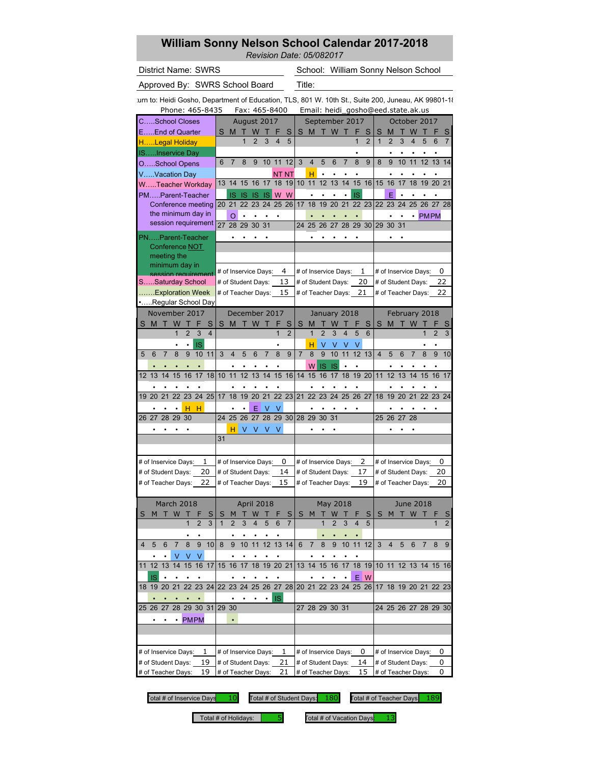# William Sonny Nelson School Calendar 2017-2018

*Revision Date: 05/082017*

District Name: SWRS

School: William Sonny Nelson School

Approved By: SWRS School Board

Title:

Return to: Heidi Gosho, Department of Education, TLS, 801 W. 10th St., Suite 200, Juneau, AK 99801-18

Phone: 465-8435 Fax: 465-8400 Email: heidi_gosho@eed.state.ak.us

**Legend**

- C.....School Closes
- E.....End of Quarter
- H.....Legal Holiday
- IS.....Inservice Day
- O.....School Opens
- V.....Vacation Day
- W.....Teacher Workday
- PM.....Parent-Teacher Conference meeting the minimum day in session requirement
- PN.....Parent-Teacher Conference NOT meeting the minimum day in session requirement
- S.....Saturday School
- .......Exploration Week
- •.....Regular School Day

## August 2017

| S | M | T | W | T | F | S |
|---|---|---|---|---|---|---|
| | | 1 | 2 | 3 | 4 | 5 |
| 6 | 7 | 8 | 9 | 10 | 11 | 12 |
| | | | | | NT | NT |
| 13 | 14 | 15 | 16 | 17 | 18 | 19 |
| | IS | IS | IS | IS | W | W |
| 20 | 21 | 22 | 23 | 24 | 25 | 26 |
| | O | • | • | • | • | |
| 27 | 28 | 29 | 30 | 31 | | |
| | • | • | • | • | | |

# of Inservice Days: 4
# of Student Days: 13
# of Teacher Days: 15

## September 2017

| S | M | T | W | T | F | S |
|---|---|---|---|---|---|---|
| | | | | | 1 | 2 |
| | | | | | • | |
| 3 | 4 | 5 | 6 | 7 | 8 | 9 |
| | H | • | • | • | • | |
| 10 | 11 | 12 | 13 | 14 | 15 | 16 |
| | • | • | • | • | IS | |
| 17 | 18 | 19 | 20 | 21 | 22 | 23 |
| | • | • | • | • | • | |
| 24 | 25 | 26 | 27 | 28 | 29 | 30 |
| | • | • | • | • | • | |

# of Inservice Days: 1
# of Student Days: 20
# of Teacher Days: 21

## October 2017

| S | M | T | W | T | F | S |
|---|---|---|---|---|---|---|
| 1 | 2 | 3 | 4 | 5 | 6 | 7 |
| | • | • | • | • | • | |
| 8 | 9 | 10 | 11 | 12 | 13 | 14 |
| | • | • | • | • | • | |
| 15 | 16 | 17 | 18 | 19 | 20 | 21 |
| | E | • | • | • | • | |
| 22 | 23 | 24 | 25 | 26 | 27 | 28 |
| | • | • | • | • | PM | PM |
| 29 | 30 | 31 | | | | |
| | • | • | | | | |

# of Inservice Days: 0
# of Student Days: 22
# of Teacher Days: 22

## November 2017

| S | M | T | W | T | F | S |
|---|---|---|---|---|---|---|
| | | | 1 | 2 | 3 | 4 |
| | | | • | • | IS | |
| 5 | 6 | 7 | 8 | 9 | 10 | 11 |
| | • | • | • | • | • | |
| 12 | 13 | 14 | 15 | 16 | 17 | 18 |
| | • | • | • | • | • | |
| 19 | 20 | 21 | 22 | 23 | 24 | 25 |
| | • | • | • | H | H | |
| 26 | 27 | 28 | 29 | 30 | | |
| | • | • | • | • | | |

# of Inservice Days: 1
# of Student Days: 20
# of Teacher Days: 22

## December 2017

| S | M | T | W | T | F | S |
|---|---|---|---|---|---|---|
| | | | | | 1 | 2 |
| | | | | | • | |
| 3 | 4 | 5 | 6 | 7 | 8 | 9 |
| | • | • | • | • | • | |
| 10 | 11 | 12 | 13 | 14 | 15 | 16 |
| | • | • | • | • | • | |
| 17 | 18 | 19 | 20 | 21 | 22 | 23 |
| | • | • | E | V | V | |
| 24 | 25 | 26 | 27 | 28 | 29 | 30 |
| | H | V | V | V | V | |
| 31 | | | | | | |

# of Inservice Days: 0
# of Student Days: 14
# of Teacher Days: 15

## January 2018

| S | M | T | W | T | F | S |
|---|---|---|---|---|---|---|
| | 1 | 2 | 3 | 4 | 5 | 6 |
| | H | V | V | V | V | |
| 7 | 8 | 9 | 10 | 11 | 12 | 13 |
| | W | IS | IS | • | • | |
| 14 | 15 | 16 | 17 | 18 | 19 | 20 |
| | • | • | • | • | • | |
| 21 | 22 | 23 | 24 | 25 | 26 | 27 |
| | • | • | • | • | • | |
| 28 | 29 | 30 | 31 | | | |
| | • | • | • | | | |

# of Inservice Days: 2
# of Student Days: 17
# of Teacher Days: 19

## February 2018

| S | M | T | W | T | F | S |
|---|---|---|---|---|---|---|
| | | | | 1 | 2 | 3 |
| | | | | • | • | |
| 4 | 5 | 6 | 7 | 8 | 9 | 10 |
| | • | • | • | • | • | |
| 11 | 12 | 13 | 14 | 15 | 16 | 17 |
| | • | • | • | • | • | |
| 18 | 19 | 20 | 21 | 22 | 23 | 24 |
| | • | • | • | • | • | |
| 25 | 26 | 27 | 28 | | | |
| | • | • | • | | | |

# of Inservice Days: 0
# of Student Days: 20
# of Teacher Days: 20

## March 2018

| S | M | T | W | T | F | S |
|---|---|---|---|---|---|---|
| | | | | 1 | 2 | 3 |
| | | | | • | • | |
| 4 | 5 | 6 | 7 | 8 | 9 | 10 |
| | • | • | V | V | V | |
| 11 | 12 | 13 | 14 | 15 | 16 | 17 |
| | IS | • | • | • | • | |
| 18 | 19 | 20 | 21 | 22 | 23 | 24 |
| | • | • | • | • | • | |
| 25 | 26 | 27 | 28 | 29 | 30 | 31 |
| | • | • | • | PM | PM | |

# of Inservice Days: 1
# of Student Days: 19
# of Teacher Days: 19

## April 2018

| S | M | T | W | T | F | S |
|---|---|---|---|---|---|---|
| 1 | 2 | 3 | 4 | 5 | 6 | 7 |
| | • | • | • | • | • | |
| 8 | 9 | 10 | 11 | 12 | 13 | 14 |
| | • | • | • | • | • | |
| 15 | 16 | 17 | 18 | 19 | 20 | 21 |
| | • | • | • | • | • | |
| 22 | 23 | 24 | 25 | 26 | 27 | 28 |
| | • | • | • | • | IS | |
| 29 | 30 | | | | | |
| | • | | | | | |

# of Inservice Days: 1
# of Student Days: 21
# of Teacher Days: 21

## May 2018

| S | M | T | W | T | F | S |
|---|---|---|---|---|---|---|
| | | 1 | 2 | 3 | 4 | 5 |
| | | • | • | • | • | |
| 6 | 7 | 8 | 9 | 10 | 11 | 12 |
| | • | • | • | • | • | |
| 13 | 14 | 15 | 16 | 17 | 18 | 19 |
| | • | • | • | • | E | W |
| 20 | 21 | 22 | 23 | 24 | 25 | 26 |
| 27 | 28 | 29 | 30 | 31 | | |

# of Inservice Days: 0
# of Student Days: 14
# of Teacher Days: 15

## June 2018

| S | M | T | W | T | F | S |
|---|---|---|---|---|---|---|
| | | | | | 1 | 2 |
| 3 | 4 | 5 | 6 | 7 | 8 | 9 |
| 10 | 11 | 12 | 13 | 14 | 15 | 16 |
| 17 | 18 | 19 | 20 | 21 | 22 | 23 |
| 24 | 25 | 26 | 27 | 28 | 29 | 30 |

# of Inservice Days: 0
# of Student Days: 0
# of Teacher Days: 0

## Totals

| Total # of Inservice Days | Total # of Student Days | Total # of Teacher Days |
|---|---|---|
| 10 | 180 | 189 |

| Total # of Holidays | Total # of Vacation Days |
|---|---|
| 5 | 13 |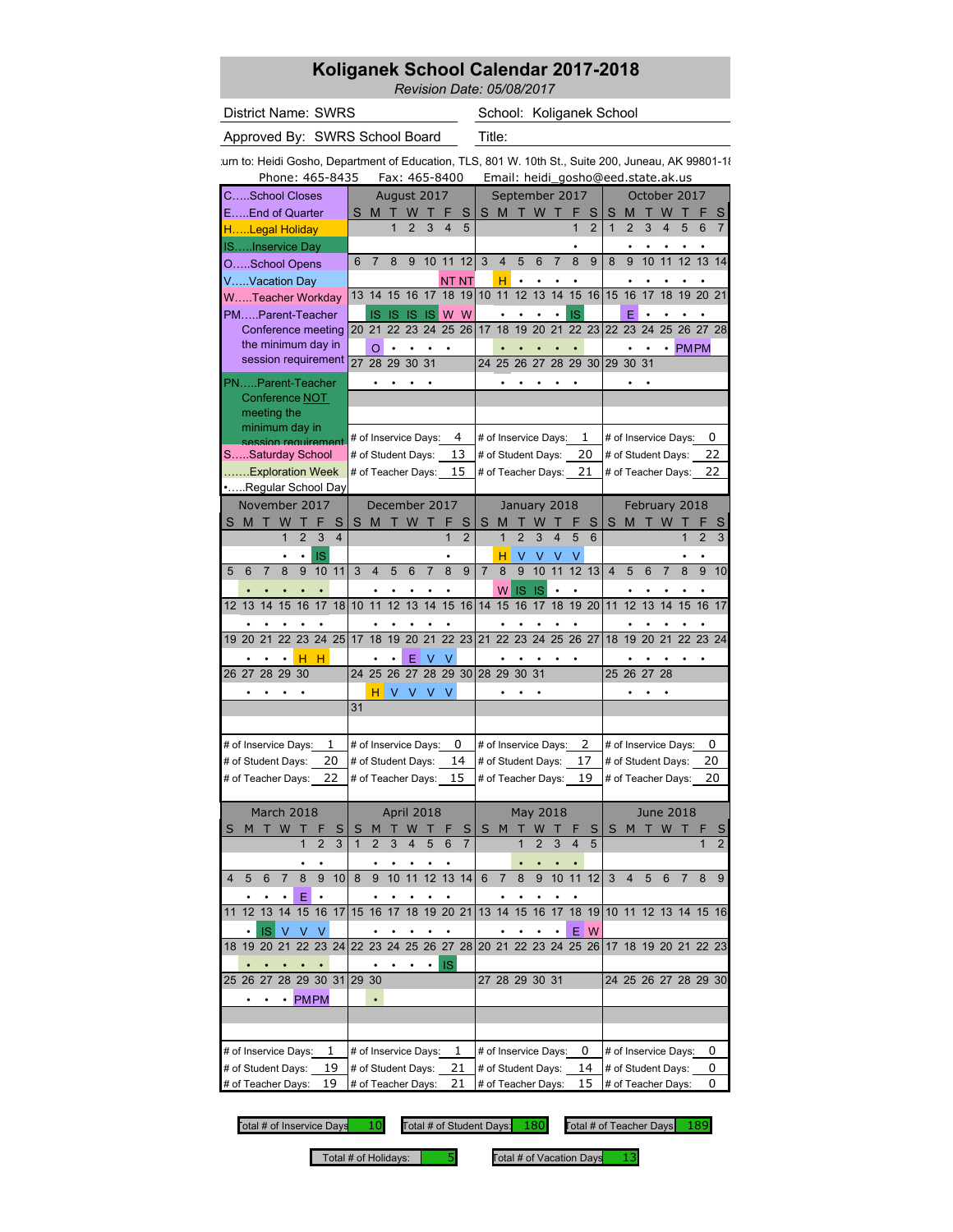# Koliganek School Calendar 2017-2018

*Revision Date: 05/08/2017*

District Name: SWRS

School: Koliganek School

Approved By: SWRS School Board

Title:

:urn to: Heidi Gosho, Department of Education, TLS, 801 W. 10th St., Suite 200, Juneau, AK 99801-18

Phone: 465-8435 Fax: 465-8400 Email: heidi_gosho@eed.state.ak.us

**Legend**

- C.....School Closes
- E.....End of Quarter
- H.....Legal Holiday
- IS.....Inservice Day
- O.....School Opens
- V.....Vacation Day
- W.....Teacher Workday
- PM.....Parent-Teacher Conference meeting the minimum day in session requirement
- PN.....Parent-Teacher Conference NOT meeting the minimum day in session requirement
- S.....Saturday School
- .......Exploration Week
- •.....Regular School Day

## August 2017

| S | M | T | W | T | F | S |
|---|---|---|---|---|---|---|
| | | 1 | 2 | 3 | 4 | 5 |
| 6 | 7 | 8 | 9 | 10 | 11 | 12 |
| | | | | | NT | NT |
| 13 | 14 | 15 | 16 | 17 | 18 | 19 |
| | IS | IS | IS | IS | W | W |
| 20 | 21 | 22 | 23 | 24 | 25 | 26 |
| | O | • | • | • | • | |
| 27 | 28 | 29 | 30 | 31 | | |
| | • | • | • | • | | |

# of Inservice Days: 4
# of Student Days: 13
# of Teacher Days: 15

## September 2017

| S | M | T | W | T | F | S |
|---|---|---|---|---|---|---|
| | | | | | 1 | 2 |
| | | | | | • | |
| 3 | 4 | 5 | 6 | 7 | 8 | 9 |
| | H | • | • | • | • | |
| 10 | 11 | 12 | 13 | 14 | 15 | 16 |
| | • | • | • | • | IS | |
| 17 | 18 | 19 | 20 | 21 | 22 | 23 |
| | • | • | • | • | • | |
| 24 | 25 | 26 | 27 | 28 | 29 | 30 |
| | • | • | • | • | • | |

# of Inservice Days: 1
# of Student Days: 20
# of Teacher Days: 21

## October 2017

| S | M | T | W | T | F | S |
|---|---|---|---|---|---|---|
| 1 | 2 | 3 | 4 | 5 | 6 | 7 |
| | • | • | • | • | • | |
| 8 | 9 | 10 | 11 | 12 | 13 | 14 |
| | • | • | • | • | • | |
| 15 | 16 | 17 | 18 | 19 | 20 | 21 |
| | E | • | • | • | • | |
| 22 | 23 | 24 | 25 | 26 | 27 | 28 |
| | • | • | • | • | PM | PM |
| 29 | 30 | 31 | | | | |
| | • | • | | | | |

# of Inservice Days: 0
# of Student Days: 22
# of Teacher Days: 22

## November 2017

| S | M | T | W | T | F | S |
|---|---|---|---|---|---|---|
| | | | 1 | 2 | 3 | 4 |
| | | | • | • | IS | |
| 5 | 6 | 7 | 8 | 9 | 10 | 11 |
| | • | • | • | • | • | |
| 12 | 13 | 14 | 15 | 16 | 17 | 18 |
| | • | • | • | • | • | |
| 19 | 20 | 21 | 22 | 23 | 24 | 25 |
| | • | • | • | H | H | |
| 26 | 27 | 28 | 29 | 30 | | |
| | • | • | • | • | | |

# of Inservice Days: 1
# of Student Days: 20
# of Teacher Days: 22

## December 2017

| S | M | T | W | T | F | S |
|---|---|---|---|---|---|---|
| | | | | | 1 | 2 |
| | | | | | • | |
| 3 | 4 | 5 | 6 | 7 | 8 | 9 |
| | • | • | • | • | • | |
| 10 | 11 | 12 | 13 | 14 | 15 | 16 |
| | • | • | • | • | • | |
| 17 | 18 | 19 | 20 | 21 | 22 | 23 |
| | • | • | E | V | V | |
| 24 | 25 | 26 | 27 | 28 | 29 | 30 |
| | H | V | V | V | V | |
| 31 | | | | | | |

# of Inservice Days: 0
# of Student Days: 14
# of Teacher Days: 15

## January 2018

| S | M | T | W | T | F | S |
|---|---|---|---|---|---|---|
| | 1 | 2 | 3 | 4 | 5 | 6 |
| | H | V | V | V | V | |
| 7 | 8 | 9 | 10 | 11 | 12 | 13 |
| | W | IS | IS | • | • | |
| 14 | 15 | 16 | 17 | 18 | 19 | 20 |
| | • | • | • | • | • | |
| 21 | 22 | 23 | 24 | 25 | 26 | 27 |
| | • | • | • | • | • | |
| 28 | 29 | 30 | 31 | | | |
| | • | • | • | | | |

# of Inservice Days: 2
# of Student Days: 17
# of Teacher Days: 19

## February 2018

| S | M | T | W | T | F | S |
|---|---|---|---|---|---|---|
| | | | | 1 | 2 | 3 |
| | | | | • | • | |
| 4 | 5 | 6 | 7 | 8 | 9 | 10 |
| | • | • | • | • | • | |
| 11 | 12 | 13 | 14 | 15 | 16 | 17 |
| | • | • | • | • | • | |
| 18 | 19 | 20 | 21 | 22 | 23 | 24 |
| | • | • | • | • | • | |
| 25 | 26 | 27 | 28 | | | |
| | • | • | • | | | |

# of Inservice Days: 0
# of Student Days: 20
# of Teacher Days: 20

## March 2018

| S | M | T | W | T | F | S |
|---|---|---|---|---|---|---|
| | | | | 1 | 2 | 3 |
| | | | | • | • | |
| 4 | 5 | 6 | 7 | 8 | 9 | 10 |
| | • | • | • | E | • | |
| 11 | 12 | 13 | 14 | 15 | 16 | 17 |
| | • | IS | V | V | V | |
| 18 | 19 | 20 | 21 | 22 | 23 | 24 |
| | • | • | • | • | • | |
| 25 | 26 | 27 | 28 | 29 | 30 | 31 |
| | • | • | • | PM | PM | |

# of Inservice Days: 1
# of Student Days: 19
# of Teacher Days: 19

## April 2018

| S | M | T | W | T | F | S |
|---|---|---|---|---|---|---|
| 1 | 2 | 3 | 4 | 5 | 6 | 7 |
| | • | • | • | • | • | |
| 8 | 9 | 10 | 11 | 12 | 13 | 14 |
| | • | • | • | • | • | |
| 15 | 16 | 17 | 18 | 19 | 20 | 21 |
| | • | • | • | • | • | |
| 22 | 23 | 24 | 25 | 26 | 27 | 28 |
| | • | • | • | • | IS | |
| 29 | 30 | | | | | |
| | • | | | | | |

# of Inservice Days: 1
# of Student Days: 21
# of Teacher Days: 21

## May 2018

| S | M | T | W | T | F | S |
|---|---|---|---|---|---|---|
| | | 1 | 2 | 3 | 4 | 5 |
| | | • | • | • | • | |
| 6 | 7 | 8 | 9 | 10 | 11 | 12 |
| | • | • | • | • | • | |
| 13 | 14 | 15 | 16 | 17 | 18 | 19 |
| | • | • | • | • | E | W |
| 20 | 21 | 22 | 23 | 24 | 25 | 26 |
| 27 | 28 | 29 | 30 | 31 | | |

# of Inservice Days: 0
# of Student Days: 14
# of Teacher Days: 15

## June 2018

| S | M | T | W | T | F | S |
|---|---|---|---|---|---|---|
| | | | | | 1 | 2 |
| 3 | 4 | 5 | 6 | 7 | 8 | 9 |
| 10 | 11 | 12 | 13 | 14 | 15 | 16 |
| 17 | 18 | 19 | 20 | 21 | 22 | 23 |
| 24 | 25 | 26 | 27 | 28 | 29 | 30 |

# of Inservice Days: 0
# of Student Days: 0
# of Teacher Days: 0

## Totals

| | |
|---|---|
| Total # of Inservice Days | 10 |
| Total # of Student Days | 180 |
| Total # of Teacher Days | 189 |
| Total # of Holidays: | 5 |
| Total # of Vacation Days | 13 |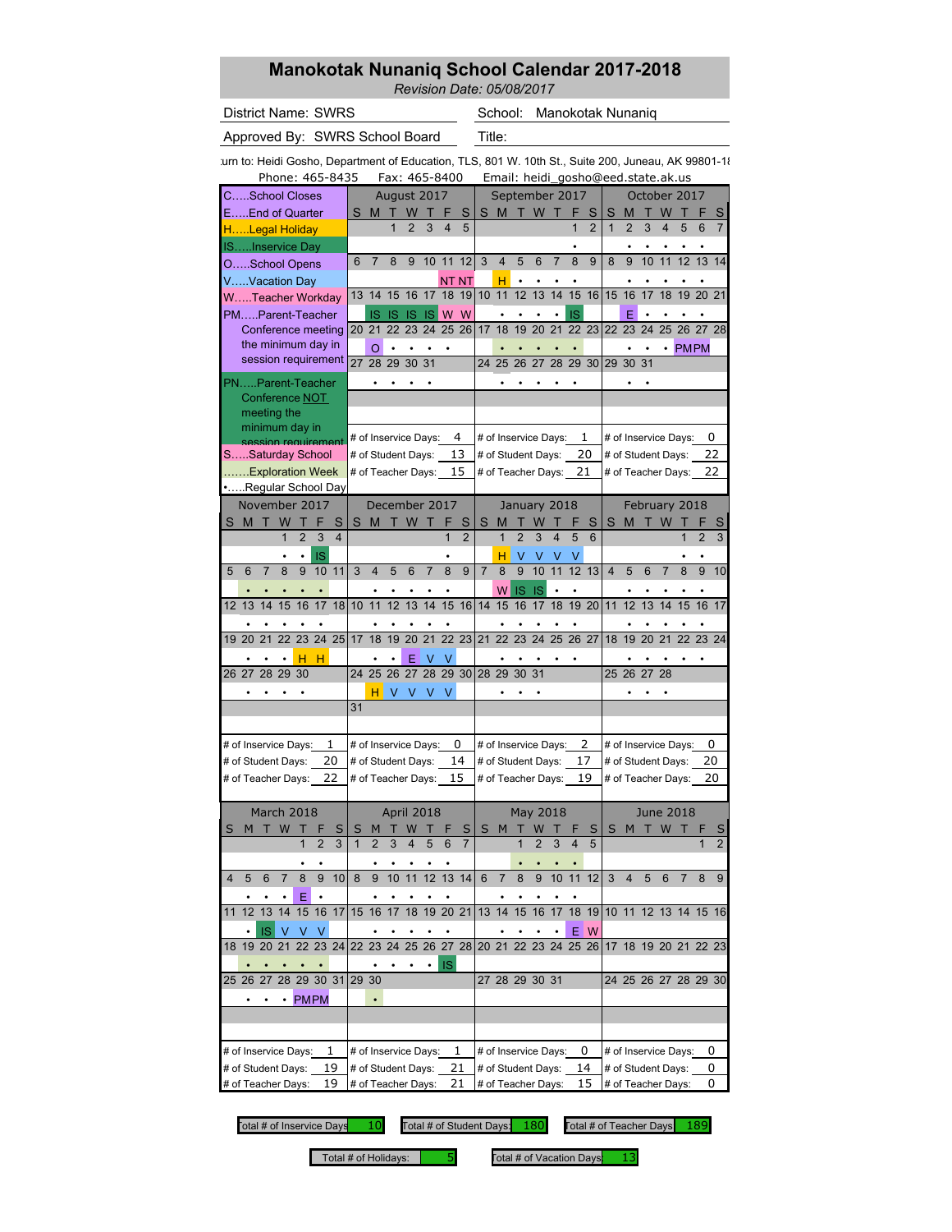# Manokotak Nunaniq School Calendar 2017-2018

*Revision Date: 05/08/2017*

District Name: SWRS | School: Manokotak Nunaniq

Approved By: SWRS School Board | Title:

Return to: Heidi Gosho, Department of Education, TLS, 801 W. 10th St., Suite 200, Juneau, AK 99801-18

Phone: 465-8435 Fax: 465-8400 Email: heidi_gosho@eed.state.ak.us

**Legend**

- C.....School Closes
- E.....End of Quarter
- H.....Legal Holiday
- IS.....Inservice Day
- O.....School Opens
- V.....Vacation Day
- W.....Teacher Workday
- PM.....Parent-Teacher Conference meeting the minimum day in session requirement
- PN.....Parent-Teacher Conference NOT meeting the minimum day in session requirement
- S.....Saturday School
- .......Exploration Week
- •.....Regular School Day

## August 2017

| S | M | T | W | T | F | S |
|---|---|---|---|---|---|---|
| | | 1 | 2 | 3 | 4 | 5 |
| 6 | 7 | 8 | 9 | 10 | 11 | 12 |
| | | | | | NT | NT |
| 13 | 14 | 15 | 16 | 17 | 18 | 19 |
| | IS | IS | IS | IS | W | W |
| 20 | 21 | 22 | 23 | 24 | 25 | 26 |
| | O | • | • | • | • | |
| 27 | 28 | 29 | 30 | 31 | | |
| | • | • | • | • | | |

# of Inservice Days: 4
# of Student Days: 13
# of Teacher Days: 15

## September 2017

| S | M | T | W | T | F | S |
|---|---|---|---|---|---|---|
| | | | | | 1 | 2 |
| | | | | | • | |
| 3 | 4 | 5 | 6 | 7 | 8 | 9 |
| | H | • | • | • | • | |
| 10 | 11 | 12 | 13 | 14 | 15 | 16 |
| | • | • | • | • | IS | |
| 17 | 18 | 19 | 20 | 21 | 22 | 23 |
| | • | • | • | • | • | |
| 24 | 25 | 26 | 27 | 28 | 29 | 30 |
| | • | • | • | • | • | |

# of Inservice Days: 1
# of Student Days: 20
# of Teacher Days: 21

## October 2017

| S | M | T | W | T | F | S |
|---|---|---|---|---|---|---|
| 1 | 2 | 3 | 4 | 5 | 6 | 7 |
| | • | • | • | • | • | |
| 8 | 9 | 10 | 11 | 12 | 13 | 14 |
| | • | • | • | • | • | |
| 15 | 16 | 17 | 18 | 19 | 20 | 21 |
| | E | • | • | • | • | |
| 22 | 23 | 24 | 25 | 26 | 27 | 28 |
| | • | • | • | • | PM | PM |
| 29 | 30 | 31 | | | | |
| | • | • | | | | |

# of Inservice Days: 0
# of Student Days: 22
# of Teacher Days: 22

## November 2017

| S | M | T | W | T | F | S |
|---|---|---|---|---|---|---|
| | | | 1 | 2 | 3 | 4 |
| | | | • | • | IS | |
| 5 | 6 | 7 | 8 | 9 | 10 | 11 |
| | • | • | • | • | • | |
| 12 | 13 | 14 | 15 | 16 | 17 | 18 |
| | • | • | • | • | • | |
| 19 | 20 | 21 | 22 | 23 | 24 | 25 |
| | • | • | • | H | H | |
| 26 | 27 | 28 | 29 | 30 | | |
| | • | • | • | • | | |

# of Inservice Days: 1
# of Student Days: 20
# of Teacher Days: 22

## December 2017

| S | M | T | W | T | F | S |
|---|---|---|---|---|---|---|
| | | | | | 1 | 2 |
| | | | | | • | |
| 3 | 4 | 5 | 6 | 7 | 8 | 9 |
| | • | • | • | • | • | |
| 10 | 11 | 12 | 13 | 14 | 15 | 16 |
| | • | • | • | • | • | |
| 17 | 18 | 19 | 20 | 21 | 22 | 23 |
| | • | • | E | V | V | |
| 24 | 25 | 26 | 27 | 28 | 29 | 30 |
| | H | V | V | V | V | |
| 31 | | | | | | |

# of Inservice Days: 0
# of Student Days: 14
# of Teacher Days: 15

## January 2018

| S | M | T | W | T | F | S |
|---|---|---|---|---|---|---|
| | 1 | 2 | 3 | 4 | 5 | 6 |
| | H | V | V | V | V | |
| 7 | 8 | 9 | 10 | 11 | 12 | 13 |
| | W | IS | IS | • | • | |
| 14 | 15 | 16 | 17 | 18 | 19 | 20 |
| | • | • | • | • | • | |
| 21 | 22 | 23 | 24 | 25 | 26 | 27 |
| | • | • | • | • | • | |
| 28 | 29 | 30 | 31 | | | |
| | • | • | • | | | |

# of Inservice Days: 2
# of Student Days: 17
# of Teacher Days: 19

## February 2018

| S | M | T | W | T | F | S |
|---|---|---|---|---|---|---|
| | | | | 1 | 2 | 3 |
| | | | | • | • | |
| 4 | 5 | 6 | 7 | 8 | 9 | 10 |
| | • | • | • | • | • | |
| 11 | 12 | 13 | 14 | 15 | 16 | 17 |
| | • | • | • | • | • | |
| 18 | 19 | 20 | 21 | 22 | 23 | 24 |
| | • | • | • | • | • | |
| 25 | 26 | 27 | 28 | | | |
| | • | • | • | | | |

# of Inservice Days: 0
# of Student Days: 20
# of Teacher Days: 20

## March 2018

| S | M | T | W | T | F | S |
|---|---|---|---|---|---|---|
| | | | | 1 | 2 | 3 |
| | | | | • | • | |
| 4 | 5 | 6 | 7 | 8 | 9 | 10 |
| | • | • | • | E | • | |
| 11 | 12 | 13 | 14 | 15 | 16 | 17 |
| | • | IS | V | V | V | |
| 18 | 19 | 20 | 21 | 22 | 23 | 24 |
| | • | • | • | • | • | |
| 25 | 26 | 27 | 28 | 29 | 30 | 31 |
| | • | • | • | PM | PM | |

# of Inservice Days: 1
# of Student Days: 19
# of Teacher Days: 19

## April 2018

| S | M | T | W | T | F | S |
|---|---|---|---|---|---|---|
| 1 | 2 | 3 | 4 | 5 | 6 | 7 |
| | • | • | • | • | • | |
| 8 | 9 | 10 | 11 | 12 | 13 | 14 |
| | • | • | • | • | • | |
| 15 | 16 | 17 | 18 | 19 | 20 | 21 |
| | • | • | • | • | • | |
| 22 | 23 | 24 | 25 | 26 | 27 | 28 |
| | • | • | • | • | IS | |
| 29 | 30 | | | | | |
| | • | | | | | |

# of Inservice Days: 1
# of Student Days: 21
# of Teacher Days: 21

## May 2018

| S | M | T | W | T | F | S |
|---|---|---|---|---|---|---|
| | | 1 | 2 | 3 | 4 | 5 |
| | | • | • | • | • | |
| 6 | 7 | 8 | 9 | 10 | 11 | 12 |
| | • | • | • | • | • | |
| 13 | 14 | 15 | 16 | 17 | 18 | 19 |
| | • | • | • | • | E | W |
| 20 | 21 | 22 | 23 | 24 | 25 | 26 |
| 27 | 28 | 29 | 30 | 31 | | |

# of Inservice Days: 0
# of Student Days: 14
# of Teacher Days: 15

## June 2018

| S | M | T | W | T | F | S |
|---|---|---|---|---|---|---|
| | | | | | 1 | 2 |
| 3 | 4 | 5 | 6 | 7 | 8 | 9 |
| 10 | 11 | 12 | 13 | 14 | 15 | 16 |
| 17 | 18 | 19 | 20 | 21 | 22 | 23 |
| 24 | 25 | 26 | 27 | 28 | 29 | 30 |

# of Inservice Days: 0
# of Student Days: 0
# of Teacher Days: 0

## Totals

| | |
|---|---|
| Total # of Inservice Days | 10 |
| Total # of Student Days | 180 |
| Total # of Teacher Days | 189 |
| Total # of Holidays | 5 |
| Total # of Vacation Days | 13 |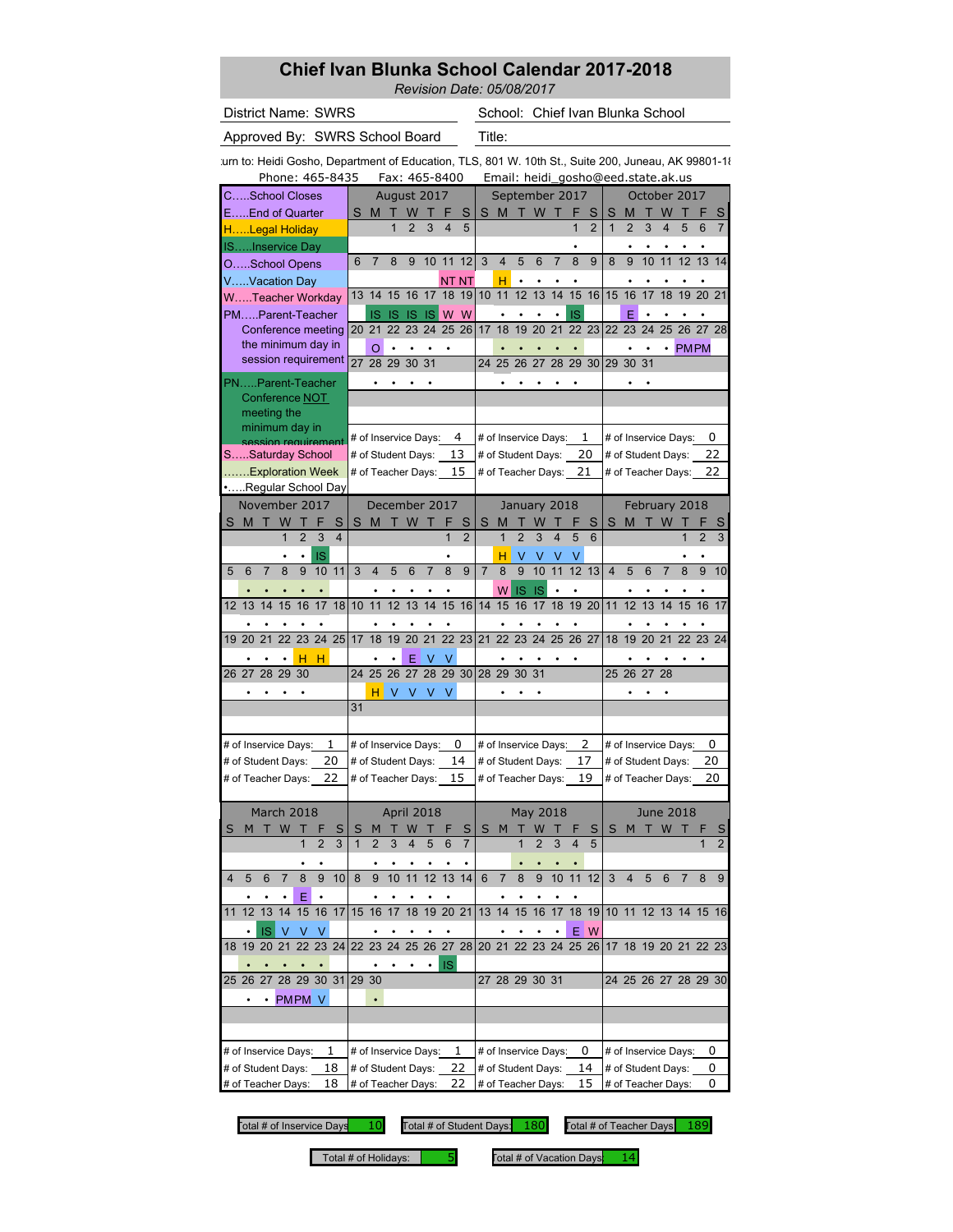# Chief Ivan Blunka School Calendar 2017-2018

*Revision Date: 05/08/2017*

District Name: SWRS

School: Chief Ivan Blunka School

Approved By: SWRS School Board

Title:

Return to: Heidi Gosho, Department of Education, TLS, 801 W. 10th St., Suite 200, Juneau, AK 99801-1894
Phone: 465-8435 Fax: 465-8400 Email: heidi_gosho@eed.state.ak.us

**Legend**

- C.....School Closes
- E.....End of Quarter
- H.....Legal Holiday
- IS.....Inservice Day
- O.....School Opens
- V.....Vacation Day
- W.....Teacher Workday
- PM.....Parent-Teacher Conference meeting the minimum day in session requirement
- PN.....Parent-Teacher Conference NOT meeting the minimum day in session requirement
- S.....Saturday School
- .......Exploration Week
- •.....Regular School Day

## August 2017

| S | M | T | W | T | F | S |
|---|---|---|---|---|---|---|
| | | 1 | 2 | 3 | 4 | 5 |
| 6 | 7 | 8 | 9 | 10 | 11 NT | 12 NT |
| 13 | 14 IS | 15 IS | 16 IS | 17 IS | 18 W | 19 W |
| 20 | 21 O | 22 • | 23 • | 24 • | 25 • | 26 |
| 27 | 28 • | 29 • | 30 • | 31 • | | |

# of Inservice Days: 4
# of Student Days: 13
# of Teacher Days: 15

## September 2017

| S | M | T | W | T | F | S |
|---|---|---|---|---|---|---|
| | | | | | 1 • | 2 |
| 3 | 4 H | 5 • | 6 • | 7 • | 8 • | 9 |
| 10 | 11 • | 12 • | 13 • | 14 • | 15 IS | 16 |
| 17 | 18 • | 19 • | 20 • | 21 • | 22 • | 23 |
| 24 | 25 • | 26 • | 27 • | 28 • | 29 • | 30 |

# of Inservice Days: 1
# of Student Days: 20
# of Teacher Days: 21

## October 2017

| S | M | T | W | T | F | S |
|---|---|---|---|---|---|---|
| 1 | 2 • | 3 • | 4 • | 5 • | 6 • | 7 |
| 8 | 9 • | 10 • | 11 • | 12 • | 13 • | 14 |
| 15 | 16 E | 17 • | 18 • | 19 • | 20 • | 21 |
| 22 | 23 • | 24 • | 25 • | 26 PM | 27 PM | 28 |
| 29 | 30 • | 31 • | | | | |

# of Inservice Days: 0
# of Student Days: 22
# of Teacher Days: 22

## November 2017

| S | M | T | W | T | F | S |
|---|---|---|---|---|---|---|
| | | | 1 • | 2 • | 3 IS | 4 |
| 5 | 6 • | 7 • | 8 • | 9 • | 10 • | 11 |
| 12 | 13 • | 14 • | 15 • | 16 • | 17 • | 18 |
| 19 | 20 • | 21 • | 22 • | 23 H | 24 H | 25 |
| 26 | 27 • | 28 • | 29 • | 30 • | | |

# of Inservice Days: 1
# of Student Days: 20
# of Teacher Days: 22

## December 2017

| S | M | T | W | T | F | S |
|---|---|---|---|---|---|---|
| | | | | | 1 • | 2 |
| 3 | 4 • | 5 • | 6 • | 7 • | 8 • | 9 |
| 10 | 11 • | 12 • | 13 • | 14 • | 15 • | 16 |
| 17 | 18 • | 19 • | 20 E | 21 V | 22 V | 23 |
| 24 | 25 H | 26 V | 27 V | 28 V | 29 V | 30 |
| 31 | | | | | | |

# of Inservice Days: 0
# of Student Days: 14
# of Teacher Days: 15

## January 2018

| S | M | T | W | T | F | S |
|---|---|---|---|---|---|---|
| | 1 H | 2 V | 3 V | 4 V | 5 V | 6 |
| 7 | 8 W | 9 IS | 10 IS | 11 • | 12 • | 13 |
| 14 | 15 • | 16 • | 17 • | 18 • | 19 • | 20 |
| 21 | 22 • | 23 • | 24 • | 25 • | 26 • | 27 |
| 28 | 29 • | 30 • | 31 • | | | |

# of Inservice Days: 2
# of Student Days: 17
# of Teacher Days: 19

## February 2018

| S | M | T | W | T | F | S |
|---|---|---|---|---|---|---|
| | | | | 1 • | 2 • | 3 |
| 4 | 5 • | 6 • | 7 • | 8 • | 9 • | 10 |
| 11 | 12 • | 13 • | 14 • | 15 • | 16 • | 17 |
| 18 | 19 • | 20 • | 21 • | 22 • | 23 • | 24 |
| 25 | 26 • | 27 • | 28 • | | | |

# of Inservice Days: 0
# of Student Days: 20
# of Teacher Days: 20

## March 2018

| S | M | T | W | T | F | S |
|---|---|---|---|---|---|---|
| | | | | 1 • | 2 • | 3 |
| 4 | 5 • | 6 • | 7 • | 8 E | 9 • | 10 |
| 11 | 12 • | 13 IS | 14 V | 15 V | 16 V | 17 |
| 18 | 19 • | 20 • | 21 • | 22 • | 23 • | 24 |
| 25 | 26 • | 27 • | 28 PM | 29 PM | 30 V | 31 |

# of Inservice Days: 1
# of Student Days: 18
# of Teacher Days: 18

## April 2018

| S | M | T | W | T | F | S |
|---|---|---|---|---|---|---|
| 1 | 2 • | 3 • | 4 • | 5 • | 6 • | 7 • |
| 8 | 9 • | 10 • | 11 • | 12 • | 13 • | 14 |
| 15 | 16 • | 17 • | 18 • | 19 • | 20 • | 21 |
| 22 | 23 • | 24 • | 25 • | 26 • | 27 IS | 28 |
| 29 | 30 • | | | | | |

# of Inservice Days: 1
# of Student Days: 22
# of Teacher Days: 22

## May 2018

| S | M | T | W | T | F | S |
|---|---|---|---|---|---|---|
| | | 1 • | 2 • | 3 • | 4 • | 5 |
| 6 | 7 • | 8 • | 9 • | 10 • | 11 • | 12 |
| 13 | 14 • | 15 • | 16 • | 17 • | 18 E | 19 W |
| 20 | 21 | 22 | 23 | 24 | 25 | 26 |
| 27 | 28 | 29 | 30 | 31 | | |

# of Inservice Days: 0
# of Student Days: 14
# of Teacher Days: 15

## June 2018

| S | M | T | W | T | F | S |
|---|---|---|---|---|---|---|
| | | | | | 1 | 2 |
| 3 | 4 | 5 | 6 | 7 | 8 | 9 |
| 10 | 11 | 12 | 13 | 14 | 15 | 16 |
| 17 | 18 | 19 | 20 | 21 | 22 | 23 |
| 24 | 25 | 26 | 27 | 28 | 29 | 30 |

# of Inservice Days: 0
# of Student Days: 0
# of Teacher Days: 0

## Totals

| Total # of Inservice Days | Total # of Student Days | Total # of Teacher Days | Total # of Holidays | Total # of Vacation Days |
|---|---|---|---|---|
| 10 | 180 | 189 | 5 | 14 |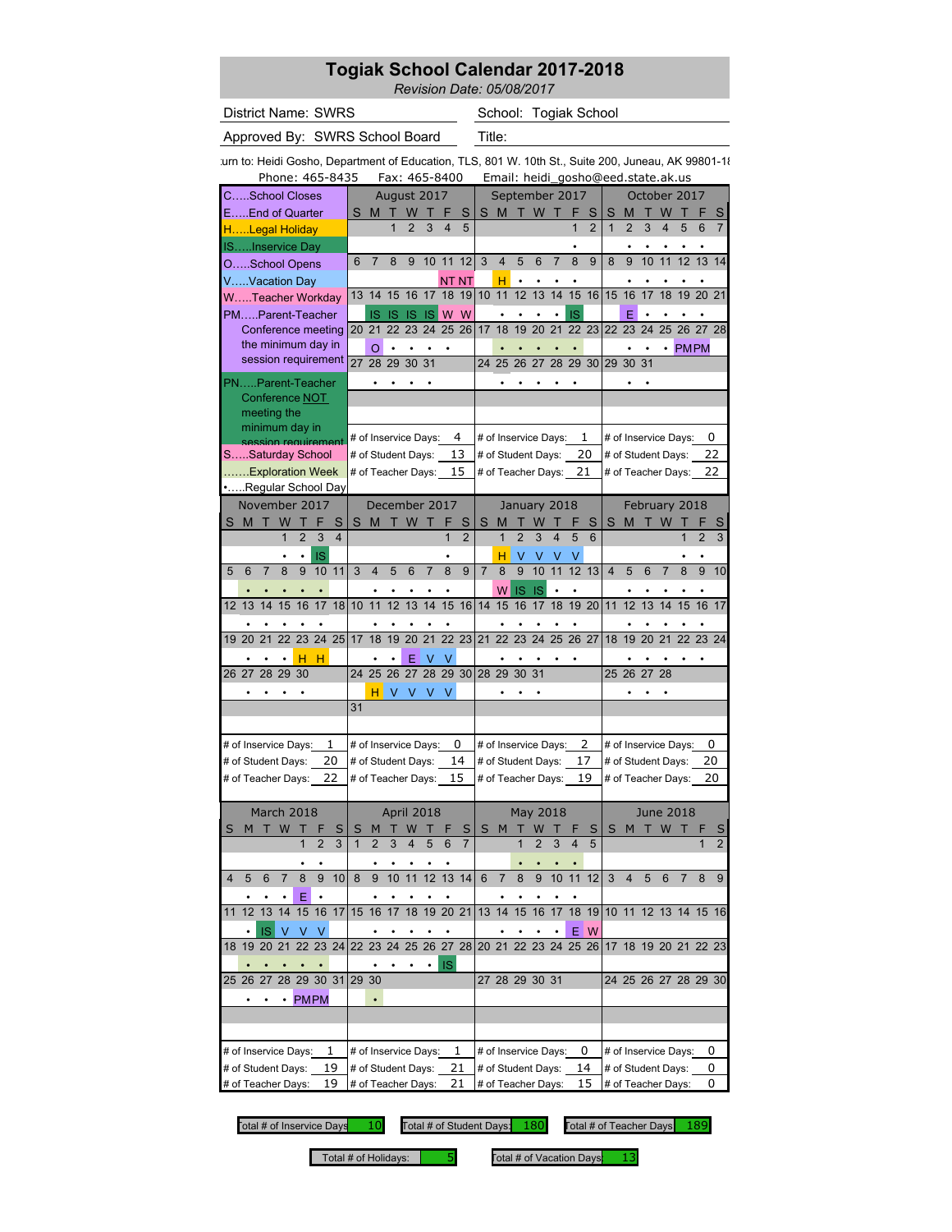# Togiak School Calendar 2017-2018

*Revision Date: 05/08/2017*

District Name: SWRS — School: Togiak School

Approved By: SWRS School Board — Title:

Return to: Heidi Gosho, Department of Education, TLS, 801 W. 10th St., Suite 200, Juneau, AK 99801-18
Phone: 465-8435 Fax: 465-8400 Email: heidi_gosho@eed.state.ak.us

## Legend

- C.....School Closes
- E.....End of Quarter
- H.....Legal Holiday
- IS.....Inservice Day
- O.....School Opens
- V.....Vacation Day
- W.....Teacher Workday
- PM.....Parent-Teacher Conference meeting the minimum day in session requirement
- PN.....Parent-Teacher Conference NOT meeting the minimum day in session requirement
- S.....Saturday School
- .......Exploration Week
- •.....Regular School Day

## August 2017

| S | M | T | W | T | F | S |
|---|---|---|---|---|---|---|
| | | 1 | 2 | 3 | 4 | 5 |
| 6 | 7 | 8 | 9 | 10 | 11 | 12 |
| | | | | | NT | NT |
| 13 | 14 | 15 | 16 | 17 | 18 | 19 |
| | IS | IS | IS | IS | W | W |
| 20 | 21 | 22 | 23 | 24 | 25 | 26 |
| | O | • | • | • | • | |
| 27 | 28 | 29 | 30 | 31 | | |
| | • | • | • | • | | |

# of Inservice Days: 4
# of Student Days: 13
# of Teacher Days: 15

## September 2017

| S | M | T | W | T | F | S |
|---|---|---|---|---|---|---|
| | | | | | 1 | 2 |
| | | | | | • | |
| 3 | 4 | 5 | 6 | 7 | 8 | 9 |
| | H | • | • | • | • | |
| 10 | 11 | 12 | 13 | 14 | 15 | 16 |
| | • | • | • | • | IS | |
| 17 | 18 | 19 | 20 | 21 | 22 | 23 |
| | • | • | • | • | • | |
| 24 | 25 | 26 | 27 | 28 | 29 | 30 |
| | • | • | • | • | • | |

# of Inservice Days: 1
# of Student Days: 20
# of Teacher Days: 21

## October 2017

| S | M | T | W | T | F | S |
|---|---|---|---|---|---|---|
| 1 | 2 | 3 | 4 | 5 | 6 | 7 |
| | • | • | • | • | • | |
| 8 | 9 | 10 | 11 | 12 | 13 | 14 |
| | • | • | • | • | • | |
| 15 | 16 | 17 | 18 | 19 | 20 | 21 |
| | E | • | • | • | • | |
| 22 | 23 | 24 | 25 | 26 | 27 | 28 |
| | • | • | • | • | PM | PM |
| 29 | 30 | 31 | | | | |
| | • | • | | | | |

# of Inservice Days: 0
# of Student Days: 22
# of Teacher Days: 22

## November 2017

| S | M | T | W | T | F | S |
|---|---|---|---|---|---|---|
| | | | 1 | 2 | 3 | 4 |
| | | | • | • | IS | |
| 5 | 6 | 7 | 8 | 9 | 10 | 11 |
| | • | • | • | • | • | |
| 12 | 13 | 14 | 15 | 16 | 17 | 18 |
| | • | • | • | • | • | |
| 19 | 20 | 21 | 22 | 23 | 24 | 25 |
| | • | • | • | H | H | |
| 26 | 27 | 28 | 29 | 30 | | |
| | • | • | • | • | | |

# of Inservice Days: 1
# of Student Days: 20
# of Teacher Days: 22

## December 2017

| S | M | T | W | T | F | S |
|---|---|---|---|---|---|---|
| | | | | | 1 | 2 |
| | | | | | • | |
| 3 | 4 | 5 | 6 | 7 | 8 | 9 |
| | • | • | • | • | • | |
| 10 | 11 | 12 | 13 | 14 | 15 | 16 |
| | • | • | • | • | • | |
| 17 | 18 | 19 | 20 | 21 | 22 | 23 |
| | • | • | E | V | V | |
| 24 | 25 | 26 | 27 | 28 | 29 | 30 |
| | H | V | V | V | V | |
| 31 | | | | | | |

# of Inservice Days: 0
# of Student Days: 14
# of Teacher Days: 15

## January 2018

| S | M | T | W | T | F | S |
|---|---|---|---|---|---|---|
| | 1 | 2 | 3 | 4 | 5 | 6 |
| | H | V | V | V | V | |
| 7 | 8 | 9 | 10 | 11 | 12 | 13 |
| | W | IS | IS | • | • | |
| 14 | 15 | 16 | 17 | 18 | 19 | 20 |
| | • | • | • | • | • | |
| 21 | 22 | 23 | 24 | 25 | 26 | 27 |
| | • | • | • | • | • | |
| 28 | 29 | 30 | 31 | | | |
| | • | • | • | | | |

# of Inservice Days: 2
# of Student Days: 17
# of Teacher Days: 19

## February 2018

| S | M | T | W | T | F | S |
|---|---|---|---|---|---|---|
| | | | | 1 | 2 | 3 |
| | | | | • | • | |
| 4 | 5 | 6 | 7 | 8 | 9 | 10 |
| | • | • | • | • | • | |
| 11 | 12 | 13 | 14 | 15 | 16 | 17 |
| | • | • | • | • | • | |
| 18 | 19 | 20 | 21 | 22 | 23 | 24 |
| | • | • | • | • | • | |
| 25 | 26 | 27 | 28 | | | |
| | • | • | • | | | |

# of Inservice Days: 0
# of Student Days: 20
# of Teacher Days: 20

## March 2018

| S | M | T | W | T | F | S |
|---|---|---|---|---|---|---|
| | | | | 1 | 2 | 3 |
| | | | | • | • | |
| 4 | 5 | 6 | 7 | 8 | 9 | 10 |
| | • | • | • | E | • | |
| 11 | 12 | 13 | 14 | 15 | 16 | 17 |
| | • | IS | V | V | V | |
| 18 | 19 | 20 | 21 | 22 | 23 | 24 |
| | • | • | • | • | • | |
| 25 | 26 | 27 | 28 | 29 | 30 | 31 |
| | • | • | • | PM | PM | |

# of Inservice Days: 1
# of Student Days: 19
# of Teacher Days: 19

## April 2018

| S | M | T | W | T | F | S |
|---|---|---|---|---|---|---|
| 1 | 2 | 3 | 4 | 5 | 6 | 7 |
| | • | • | • | • | • | |
| 8 | 9 | 10 | 11 | 12 | 13 | 14 |
| | • | • | • | • | • | |
| 15 | 16 | 17 | 18 | 19 | 20 | 21 |
| | • | • | • | • | • | |
| 22 | 23 | 24 | 25 | 26 | 27 | 28 |
| | • | • | • | • | IS | |
| 29 | 30 | | | | | |
| | • | | | | | |

# of Inservice Days: 1
# of Student Days: 21
# of Teacher Days: 21

## May 2018

| S | M | T | W | T | F | S |
|---|---|---|---|---|---|---|
| | | 1 | 2 | 3 | 4 | 5 |
| | | • | • | • | • | |
| 6 | 7 | 8 | 9 | 10 | 11 | 12 |
| | • | • | • | • | • | |
| 13 | 14 | 15 | 16 | 17 | 18 | 19 |
| | • | • | • | • | E | W |
| 20 | 21 | 22 | 23 | 24 | 25 | 26 |
| 27 | 28 | 29 | 30 | 31 | | |

# of Inservice Days: 0
# of Student Days: 14
# of Teacher Days: 15

## June 2018

| S | M | T | W | T | F | S |
|---|---|---|---|---|---|---|
| | | | | | 1 | 2 |
| 3 | 4 | 5 | 6 | 7 | 8 | 9 |
| 10 | 11 | 12 | 13 | 14 | 15 | 16 |
| 17 | 18 | 19 | 20 | 21 | 22 | 23 |
| 24 | 25 | 26 | 27 | 28 | 29 | 30 |

# of Inservice Days: 0
# of Student Days: 0
# of Teacher Days: 0

## Totals

| | |
|---|---|
| Total # of Inservice Days | 10 |
| Total # of Student Days | 180 |
| Total # of Teacher Days | 189 |
| Total # of Holidays: | 5 |
| Total # of Vacation Days | 13 |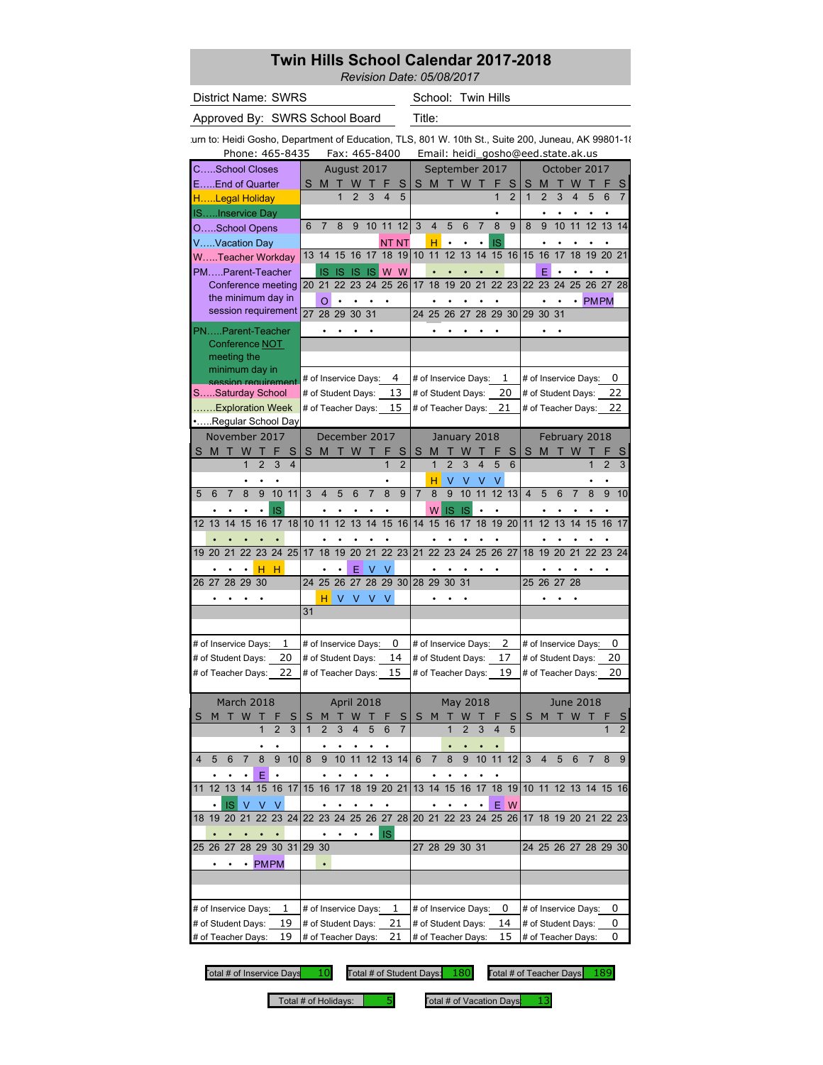# Twin Hills School Calendar 2017-2018

*Revision Date: 05/08/2017*

District Name: SWRS | School: Twin Hills

Approved By: SWRS School Board | Title:

urn to: Heidi Gosho, Department of Education, TLS, 801 W. 10th St., Suite 200, Juneau, AK 99801-18
Phone: 465-8435 Fax: 465-8400 Email: heidi_gosho@eed.state.ak.us

**Legend**

- C…..School Closes
- E…..End of Quarter
- H…..Legal Holiday
- IS…..Inservice Day
- O…..School Opens
- V…..Vacation Day
- W…..Teacher Workday
- PM…..Parent-Teacher Conference meeting the minimum day in session requirement
- PN…..Parent-Teacher Conference NOT meeting the minimum day in session requirement
- S…..Saturday School
- …….Exploration Week
- •…..Regular School Day

## August 2017

| S | M | T | W | T | F | S |
|---|---|---|---|---|---|---|
| | | 1 | 2 | 3 | 4 | 5 |
| 6 | 7 | 8 | 9 | 10 | 11 | 12 |
| | | | | | NT | NT |
| 13 | 14 | 15 | 16 | 17 | 18 | 19 |
| | IS | IS | IS | IS | W | W |
| 20 | 21 | 22 | 23 | 24 | 25 | 26 |
| | O | • | • | • | • | |
| 27 | 28 | 29 | 30 | 31 | | |
| | • | • | • | • | | |

# of Inservice Days: 4
# of Student Days: 13
# of Teacher Days: 15

## September 2017

| S | M | T | W | T | F | S |
|---|---|---|---|---|---|---|
| | | | | | 1 | 2 |
| | | | | | • | |
| 3 | 4 | 5 | 6 | 7 | 8 | 9 |
| | H | • | • | • | IS | |
| 10 | 11 | 12 | 13 | 14 | 15 | 16 |
| | • | • | • | • | • | |
| 17 | 18 | 19 | 20 | 21 | 22 | 23 |
| | • | • | • | • | • | |
| 24 | 25 | 26 | 27 | 28 | 29 | 30 |
| | • | • | • | • | • | |

# of Inservice Days: 1
# of Student Days: 20
# of Teacher Days: 21

## October 2017

| S | M | T | W | T | F | S |
|---|---|---|---|---|---|---|
| 1 | 2 | 3 | 4 | 5 | 6 | 7 |
| | • | • | • | • | • | |
| 8 | 9 | 10 | 11 | 12 | 13 | 14 |
| | • | • | • | • | • | |
| 15 | 16 | 17 | 18 | 19 | 20 | 21 |
| | E | • | • | • | • | |
| 22 | 23 | 24 | 25 | 26 | 27 | 28 |
| | • | • | • | • | PM | PM |
| 29 | 30 | 31 | | | | |
| | • | • | | | | |

# of Inservice Days: 0
# of Student Days: 22
# of Teacher Days: 22

## November 2017

| S | M | T | W | T | F | S |
|---|---|---|---|---|---|---|
| | | | 1 | 2 | 3 | 4 |
| | | | • | • | • | |
| 5 | 6 | 7 | 8 | 9 | 10 | 11 |
| | • | • | • | • | IS | |
| 12 | 13 | 14 | 15 | 16 | 17 | 18 |
| | • | • | • | • | • | |
| 19 | 20 | 21 | 22 | 23 | 24 | 25 |
| | • | • | • | H | H | |
| 26 | 27 | 28 | 29 | 30 | | |
| | • | • | • | • | | |

# of Inservice Days: 1
# of Student Days: 20
# of Teacher Days: 22

## December 2017

| S | M | T | W | T | F | S |
|---|---|---|---|---|---|---|
| | | | | | 1 | 2 |
| | | | | | • | |
| 3 | 4 | 5 | 6 | 7 | 8 | 9 |
| | • | • | • | • | • | |
| 10 | 11 | 12 | 13 | 14 | 15 | 16 |
| | • | • | • | • | • | |
| 17 | 18 | 19 | 20 | 21 | 22 | 23 |
| | • | • | E | V | V | |
| 24 | 25 | 26 | 27 | 28 | 29 | 30 |
| | H | V | V | V | V | |
| 31 | | | | | | |

# of Inservice Days: 0
# of Student Days: 14
# of Teacher Days: 15

## January 2018

| S | M | T | W | T | F | S |
|---|---|---|---|---|---|---|
| | 1 | 2 | 3 | 4 | 5 | 6 |
| | H | V | V | V | V | |
| 7 | 8 | 9 | 10 | 11 | 12 | 13 |
| | W | IS | IS | • | • | |
| 14 | 15 | 16 | 17 | 18 | 19 | 20 |
| | • | • | • | • | • | |
| 21 | 22 | 23 | 24 | 25 | 26 | 27 |
| | • | • | • | • | • | |
| 28 | 29 | 30 | 31 | | | |
| | • | • | • | | | |

# of Inservice Days: 2
# of Student Days: 17
# of Teacher Days: 19

## February 2018

| S | M | T | W | T | F | S |
|---|---|---|---|---|---|---|
| | | | | 1 | 2 | 3 |
| | | | | • | • | |
| 4 | 5 | 6 | 7 | 8 | 9 | 10 |
| | • | • | • | • | • | |
| 11 | 12 | 13 | 14 | 15 | 16 | 17 |
| | • | • | • | • | • | |
| 18 | 19 | 20 | 21 | 22 | 23 | 24 |
| | • | • | • | • | • | |
| 25 | 26 | 27 | 28 | | | |
| | • | • | • | | | |

# of Inservice Days: 0
# of Student Days: 20
# of Teacher Days: 20

## March 2018

| S | M | T | W | T | F | S |
|---|---|---|---|---|---|---|
| | | | | 1 | 2 | 3 |
| | | | | • | • | |
| 4 | 5 | 6 | 7 | 8 | 9 | 10 |
| | • | • | • | E | • | |
| 11 | 12 | 13 | 14 | 15 | 16 | 17 |
| | • | IS | V | V | V | |
| 18 | 19 | 20 | 21 | 22 | 23 | 24 |
| | • | • | • | • | • | |
| 25 | 26 | 27 | 28 | 29 | 30 | 31 |
| | • | • | • | PM | PM | |

# of Inservice Days: 1
# of Student Days: 19
# of Teacher Days: 19

## April 2018

| S | M | T | W | T | F | S |
|---|---|---|---|---|---|---|
| 1 | 2 | 3 | 4 | 5 | 6 | 7 |
| | • | • | • | • | • | |
| 8 | 9 | 10 | 11 | 12 | 13 | 14 |
| | • | • | • | • | • | |
| 15 | 16 | 17 | 18 | 19 | 20 | 21 |
| | • | • | • | • | • | |
| 22 | 23 | 24 | 25 | 26 | 27 | 28 |
| | • | • | • | • | IS | |
| 29 | 30 | | | | | |
| | • | | | | | |

# of Inservice Days: 1
# of Student Days: 21
# of Teacher Days: 21

## May 2018

| S | M | T | W | T | F | S |
|---|---|---|---|---|---|---|
| | | 1 | 2 | 3 | 4 | 5 |
| | | • | • | • | • | |
| 6 | 7 | 8 | 9 | 10 | 11 | 12 |
| | • | • | • | • | • | |
| 13 | 14 | 15 | 16 | 17 | 18 | 19 |
| | • | • | • | • | E | W |
| 20 | 21 | 22 | 23 | 24 | 25 | 26 |
| 27 | 28 | 29 | 30 | 31 | | |

# of Inservice Days: 0
# of Student Days: 14
# of Teacher Days: 15

## June 2018

| S | M | T | W | T | F | S |
|---|---|---|---|---|---|---|
| | | | | | 1 | 2 |
| 3 | 4 | 5 | 6 | 7 | 8 | 9 |
| 10 | 11 | 12 | 13 | 14 | 15 | 16 |
| 17 | 18 | 19 | 20 | 21 | 22 | 23 |
| 24 | 25 | 26 | 27 | 28 | 29 | 30 |

# of Inservice Days: 0
# of Student Days: 0
# of Teacher Days: 0

## Totals

| | |
|---|---|
| Total # of Inservice Days | 10 |
| Total # of Student Days | 180 |
| Total # of Teacher Days | 189 |
| Total # of Holidays: | 5 |
| Total # of Vacation Days | 13 |